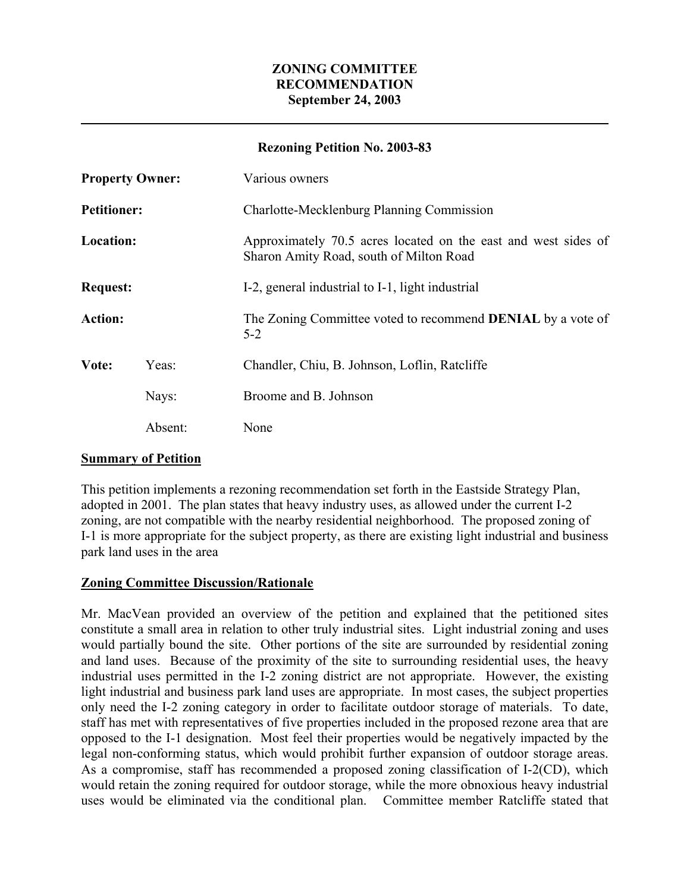# ZONING COMMITTEE RECOMMENDATION
## September 24, 2003

---

**Rezoning Petition No. 2003-83**

| | | |
|---|---|---|
| **Property Owner:** | | Various owners |
| **Petitioner:** | | Charlotte-Mecklenburg Planning Commission |
| **Location:** | | Approximately 70.5 acres located on the east and west sides of Sharon Amity Road, south of Milton Road |
| **Request:** | | I-2, general industrial to I-1, light industrial |
| **Action:** | | The Zoning Committee voted to recommend **DENIAL** by a vote of 5-2 |
| **Vote:** | Yeas: | Chandler, Chiu, B. Johnson, Loflin, Ratcliffe |
| | Nays: | Broome and B. Johnson |
| | Absent: | None |

**Summary of Petition**

This petition implements a rezoning recommendation set forth in the Eastside Strategy Plan, adopted in 2001. The plan states that heavy industry uses, as allowed under the current I-2 zoning, are not compatible with the nearby residential neighborhood. The proposed zoning of I-1 is more appropriate for the subject property, as there are existing light industrial and business park land uses in the area

**Zoning Committee Discussion/Rationale**

Mr. MacVean provided an overview of the petition and explained that the petitioned sites constitute a small area in relation to other truly industrial sites. Light industrial zoning and uses would partially bound the site. Other portions of the site are surrounded by residential zoning and land uses. Because of the proximity of the site to surrounding residential uses, the heavy industrial uses permitted in the I-2 zoning district are not appropriate. However, the existing light industrial and business park land uses are appropriate. In most cases, the subject properties only need the I-2 zoning category in order to facilitate outdoor storage of materials. To date, staff has met with representatives of five properties included in the proposed rezone area that are opposed to the I-1 designation. Most feel their properties would be negatively impacted by the legal non-conforming status, which would prohibit further expansion of outdoor storage areas. As a compromise, staff has recommended a proposed zoning classification of I-2(CD), which would retain the zoning required for outdoor storage, while the more obnoxious heavy industrial uses would be eliminated via the conditional plan. Committee member Ratcliffe stated that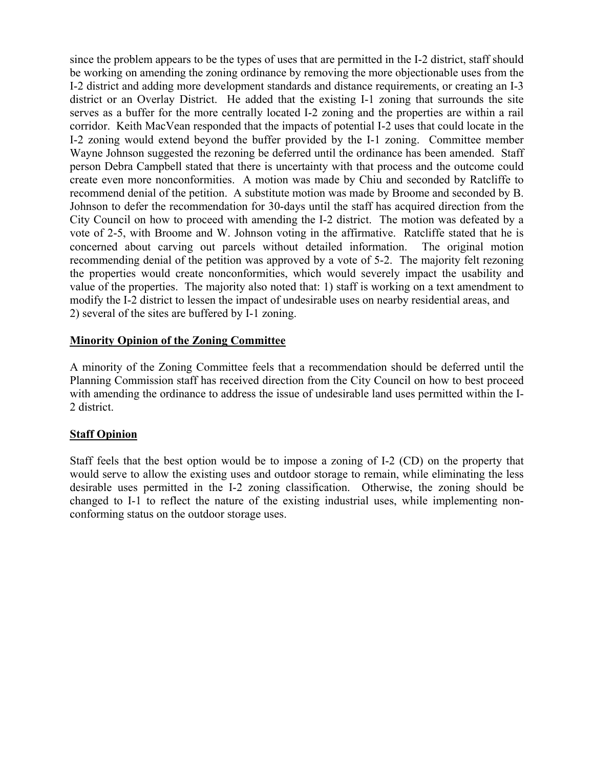since the problem appears to be the types of uses that are permitted in the I-2 district, staff should be working on amending the zoning ordinance by removing the more objectionable uses from the I-2 district and adding more development standards and distance requirements, or creating an I-3 district or an Overlay District. He added that the existing I-1 zoning that surrounds the site serves as a buffer for the more centrally located I-2 zoning and the properties are within a rail corridor. Keith MacVean responded that the impacts of potential I-2 uses that could locate in the I-2 zoning would extend beyond the buffer provided by the I-1 zoning. Committee member Wayne Johnson suggested the rezoning be deferred until the ordinance has been amended. Staff person Debra Campbell stated that there is uncertainty with that process and the outcome could create even more nonconformities. A motion was made by Chiu and seconded by Ratcliffe to recommend denial of the petition. A substitute motion was made by Broome and seconded by B. Johnson to defer the recommendation for 30-days until the staff has acquired direction from the City Council on how to proceed with amending the I-2 district. The motion was defeated by a vote of 2-5, with Broome and W. Johnson voting in the affirmative. Ratcliffe stated that he is concerned about carving out parcels without detailed information. The original motion recommending denial of the petition was approved by a vote of 5-2. The majority felt rezoning the properties would create nonconformities, which would severely impact the usability and value of the properties. The majority also noted that: 1) staff is working on a text amendment to modify the I-2 district to lessen the impact of undesirable uses on nearby residential areas, and 2) several of the sites are buffered by I-1 zoning.

**Minority Opinion of the Zoning Committee**

A minority of the Zoning Committee feels that a recommendation should be deferred until the Planning Commission staff has received direction from the City Council on how to best proceed with amending the ordinance to address the issue of undesirable land uses permitted within the I-2 district.

**Staff Opinion**

Staff feels that the best option would be to impose a zoning of I-2 (CD) on the property that would serve to allow the existing uses and outdoor storage to remain, while eliminating the less desirable uses permitted in the I-2 zoning classification. Otherwise, the zoning should be changed to I-1 to reflect the nature of the existing industrial uses, while implementing non-conforming status on the outdoor storage uses.